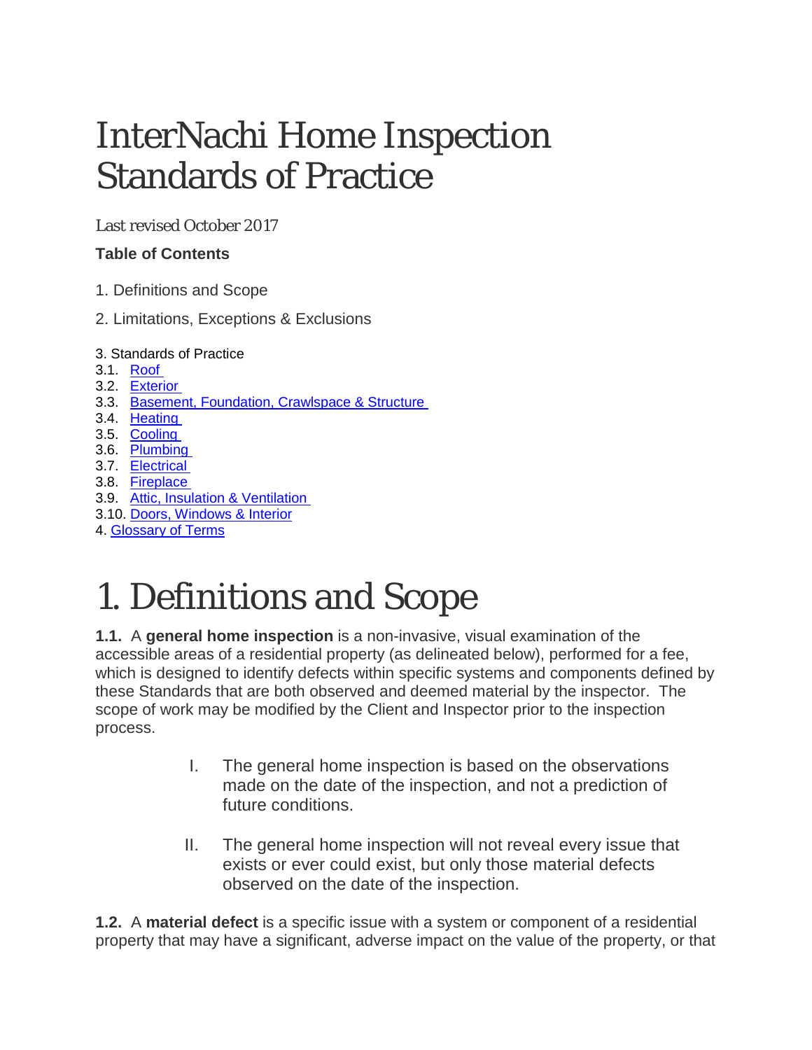# InterNachi Home Inspection Standards of Practice

Last revised October 2017

**Table of Contents**

1. Definitions and Scope

2. Limitations, Exceptions & Exclusions

3. Standards of Practice
3.1. Roof
3.2. Exterior
3.3. Basement, Foundation, Crawlspace & Structure
3.4. Heating
3.5. Cooling
3.6. Plumbing
3.7. Electrical
3.8. Fireplace
3.9. Attic, Insulation & Ventilation
3.10. Doors, Windows & Interior
4. Glossary of Terms

# 1. Definitions and Scope

**1.1.** A **general home inspection** is a non-invasive, visual examination of the accessible areas of a residential property (as delineated below), performed for a fee, which is designed to identify defects within specific systems and components defined by these Standards that are both observed and deemed material by the inspector. The scope of work may be modified by the Client and Inspector prior to the inspection process.

I. The general home inspection is based on the observations made on the date of the inspection, and not a prediction of future conditions.

II. The general home inspection will not reveal every issue that exists or ever could exist, but only those material defects observed on the date of the inspection.

**1.2.** A **material defect** is a specific issue with a system or component of a residential property that may have a significant, adverse impact on the value of the property, or that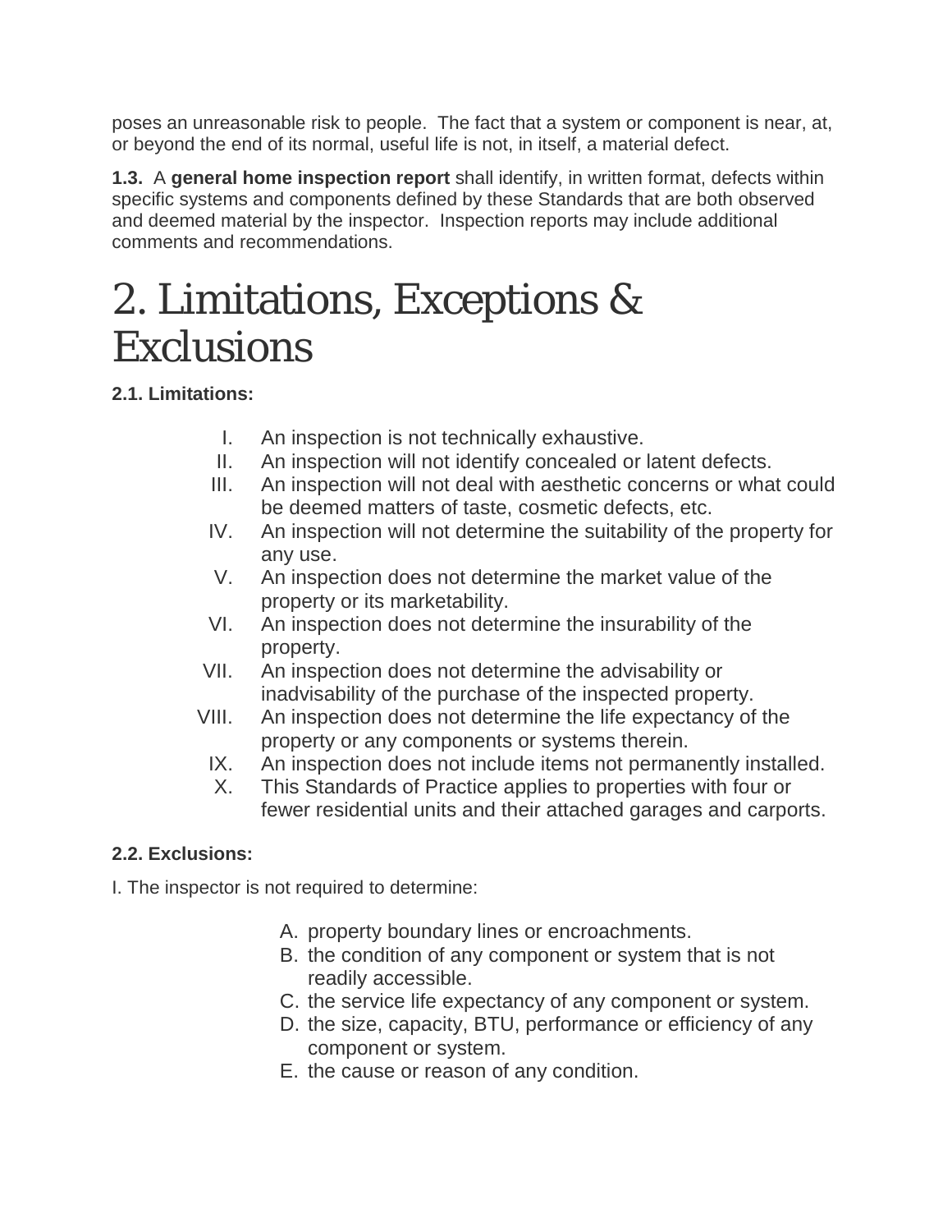poses an unreasonable risk to people. The fact that a system or component is near, at, or beyond the end of its normal, useful life is not, in itself, a material defect.

**1.3.** A **general home inspection report** shall identify, in written format, defects within specific systems and components defined by these Standards that are both observed and deemed material by the inspector. Inspection reports may include additional comments and recommendations.

# 2. Limitations, Exceptions & Exclusions

**2.1. Limitations:**

I. An inspection is not technically exhaustive.
II. An inspection will not identify concealed or latent defects.
III. An inspection will not deal with aesthetic concerns or what could be deemed matters of taste, cosmetic defects, etc.
IV. An inspection will not determine the suitability of the property for any use.
V. An inspection does not determine the market value of the property or its marketability.
VI. An inspection does not determine the insurability of the property.
VII. An inspection does not determine the advisability or inadvisability of the purchase of the inspected property.
VIII. An inspection does not determine the life expectancy of the property or any components or systems therein.
IX. An inspection does not include items not permanently installed.
X. This Standards of Practice applies to properties with four or fewer residential units and their attached garages and carports.

**2.2. Exclusions:**

I. The inspector is not required to determine:

A. property boundary lines or encroachments.
B. the condition of any component or system that is not readily accessible.
C. the service life expectancy of any component or system.
D. the size, capacity, BTU, performance or efficiency of any component or system.
E. the cause or reason of any condition.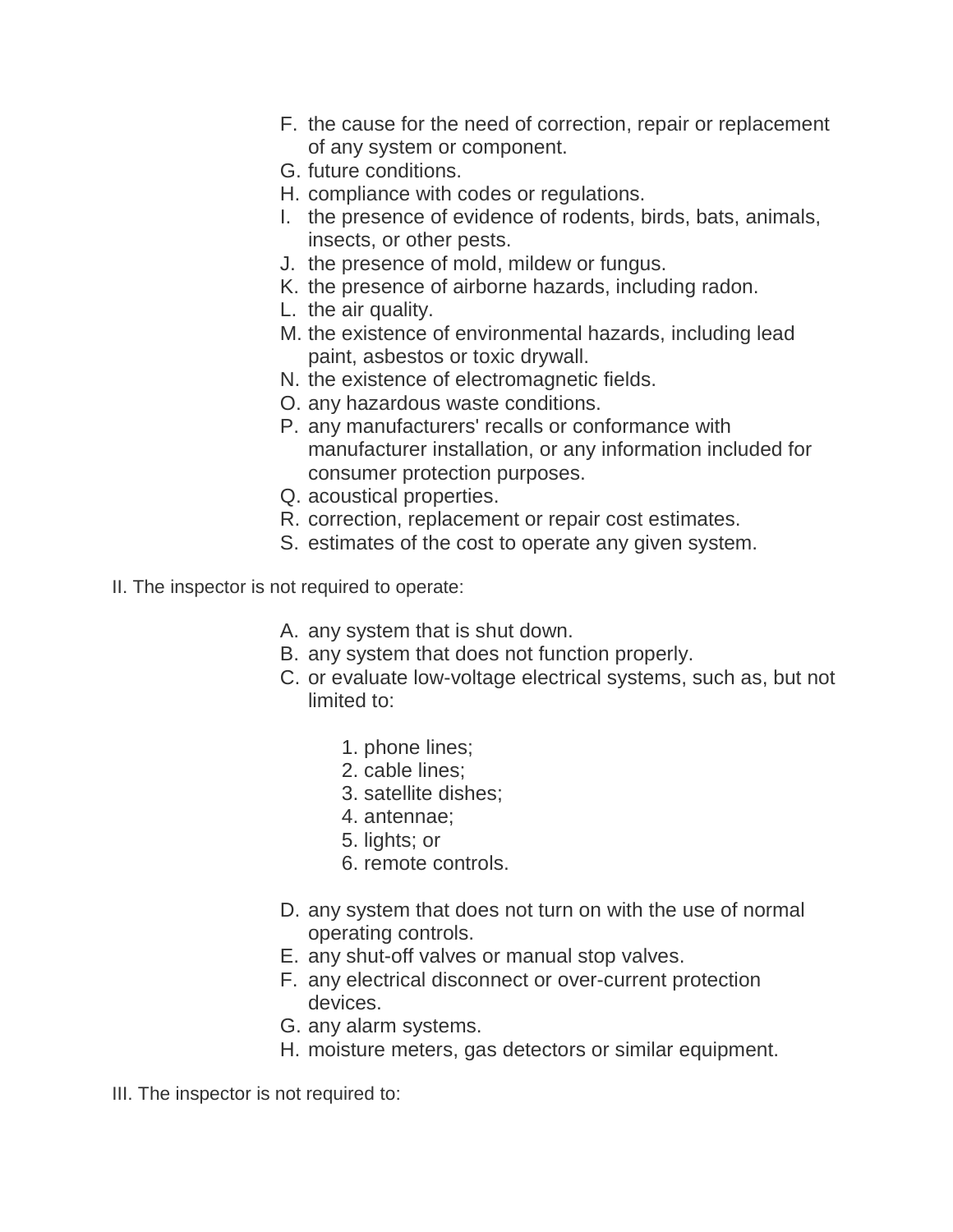F. the cause for the need of correction, repair or replacement of any system or component.
G. future conditions.
H. compliance with codes or regulations.
I. the presence of evidence of rodents, birds, bats, animals, insects, or other pests.
J. the presence of mold, mildew or fungus.
K. the presence of airborne hazards, including radon.
L. the air quality.
M. the existence of environmental hazards, including lead paint, asbestos or toxic drywall.
N. the existence of electromagnetic fields.
O. any hazardous waste conditions.
P. any manufacturers' recalls or conformance with manufacturer installation, or any information included for consumer protection purposes.
Q. acoustical properties.
R. correction, replacement or repair cost estimates.
S. estimates of the cost to operate any given system.

II. The inspector is not required to operate:

A. any system that is shut down.
B. any system that does not function properly.
C. or evaluate low-voltage electrical systems, such as, but not limited to:
    1. phone lines;
    2. cable lines;
    3. satellite dishes;
    4. antennae;
    5. lights; or
    6. remote controls.
D. any system that does not turn on with the use of normal operating controls.
E. any shut-off valves or manual stop valves.
F. any electrical disconnect or over-current protection devices.
G. any alarm systems.
H. moisture meters, gas detectors or similar equipment.

III. The inspector is not required to: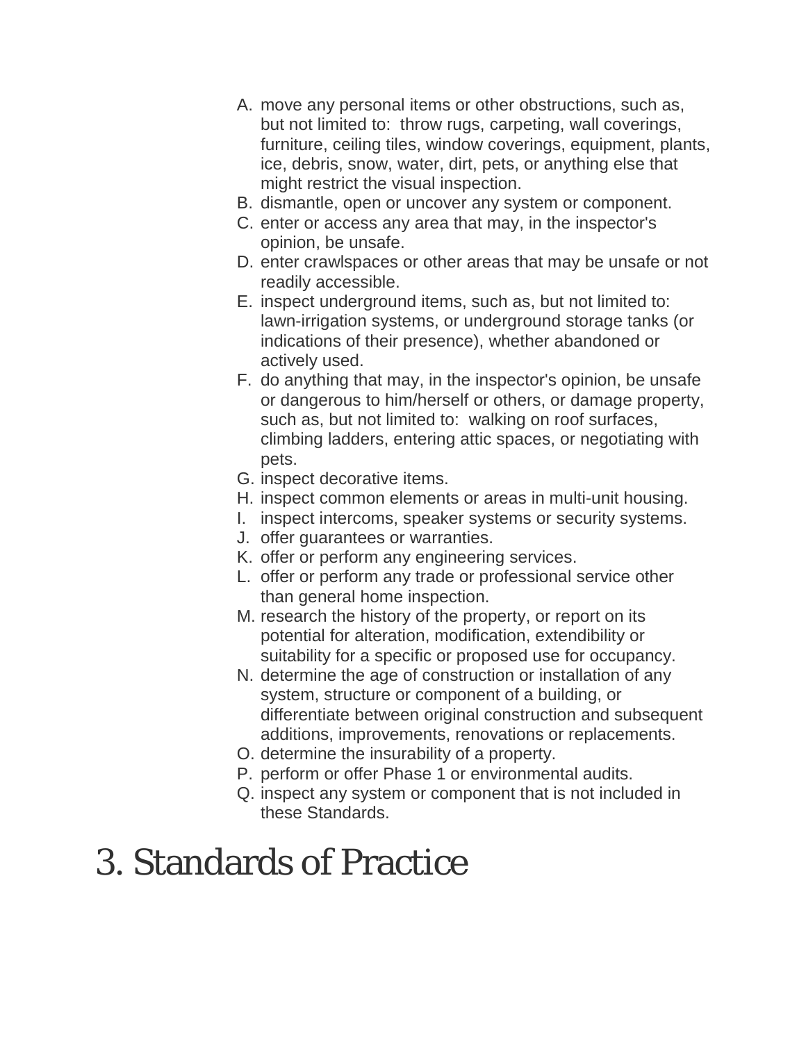A. move any personal items or other obstructions, such as, but not limited to: throw rugs, carpeting, wall coverings, furniture, ceiling tiles, window coverings, equipment, plants, ice, debris, snow, water, dirt, pets, or anything else that might restrict the visual inspection.
B. dismantle, open or uncover any system or component.
C. enter or access any area that may, in the inspector's opinion, be unsafe.
D. enter crawlspaces or other areas that may be unsafe or not readily accessible.
E. inspect underground items, such as, but not limited to: lawn-irrigation systems, or underground storage tanks (or indications of their presence), whether abandoned or actively used.
F. do anything that may, in the inspector's opinion, be unsafe or dangerous to him/herself or others, or damage property, such as, but not limited to: walking on roof surfaces, climbing ladders, entering attic spaces, or negotiating with pets.
G. inspect decorative items.
H. inspect common elements or areas in multi-unit housing.
I. inspect intercoms, speaker systems or security systems.
J. offer guarantees or warranties.
K. offer or perform any engineering services.
L. offer or perform any trade or professional service other than general home inspection.
M. research the history of the property, or report on its potential for alteration, modification, extendibility or suitability for a specific or proposed use for occupancy.
N. determine the age of construction or installation of any system, structure or component of a building, or differentiate between original construction and subsequent additions, improvements, renovations or replacements.
O. determine the insurability of a property.
P. perform or offer Phase 1 or environmental audits.
Q. inspect any system or component that is not included in these Standards.

# 3. Standards of Practice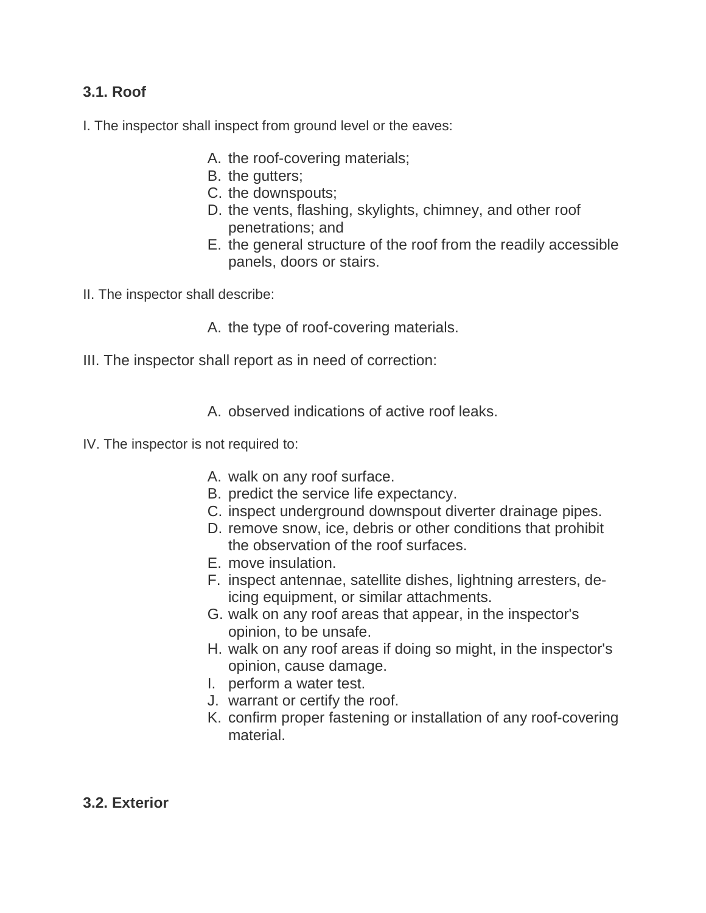### 3.1. Roof

I. The inspector shall inspect from ground level or the eaves:

A. the roof-covering materials;
B. the gutters;
C. the downspouts;
D. the vents, flashing, skylights, chimney, and other roof penetrations; and
E. the general structure of the roof from the readily accessible panels, doors or stairs.

II. The inspector shall describe:

A. the type of roof-covering materials.

III. The inspector shall report as in need of correction:

A. observed indications of active roof leaks.

IV. The inspector is not required to:

A. walk on any roof surface.
B. predict the service life expectancy.
C. inspect underground downspout diverter drainage pipes.
D. remove snow, ice, debris or other conditions that prohibit the observation of the roof surfaces.
E. move insulation.
F. inspect antennae, satellite dishes, lightning arresters, de-icing equipment, or similar attachments.
G. walk on any roof areas that appear, in the inspector's opinion, to be unsafe.
H. walk on any roof areas if doing so might, in the inspector's opinion, cause damage.
I. perform a water test.
J. warrant or certify the roof.
K. confirm proper fastening or installation of any roof-covering material.

### 3.2. Exterior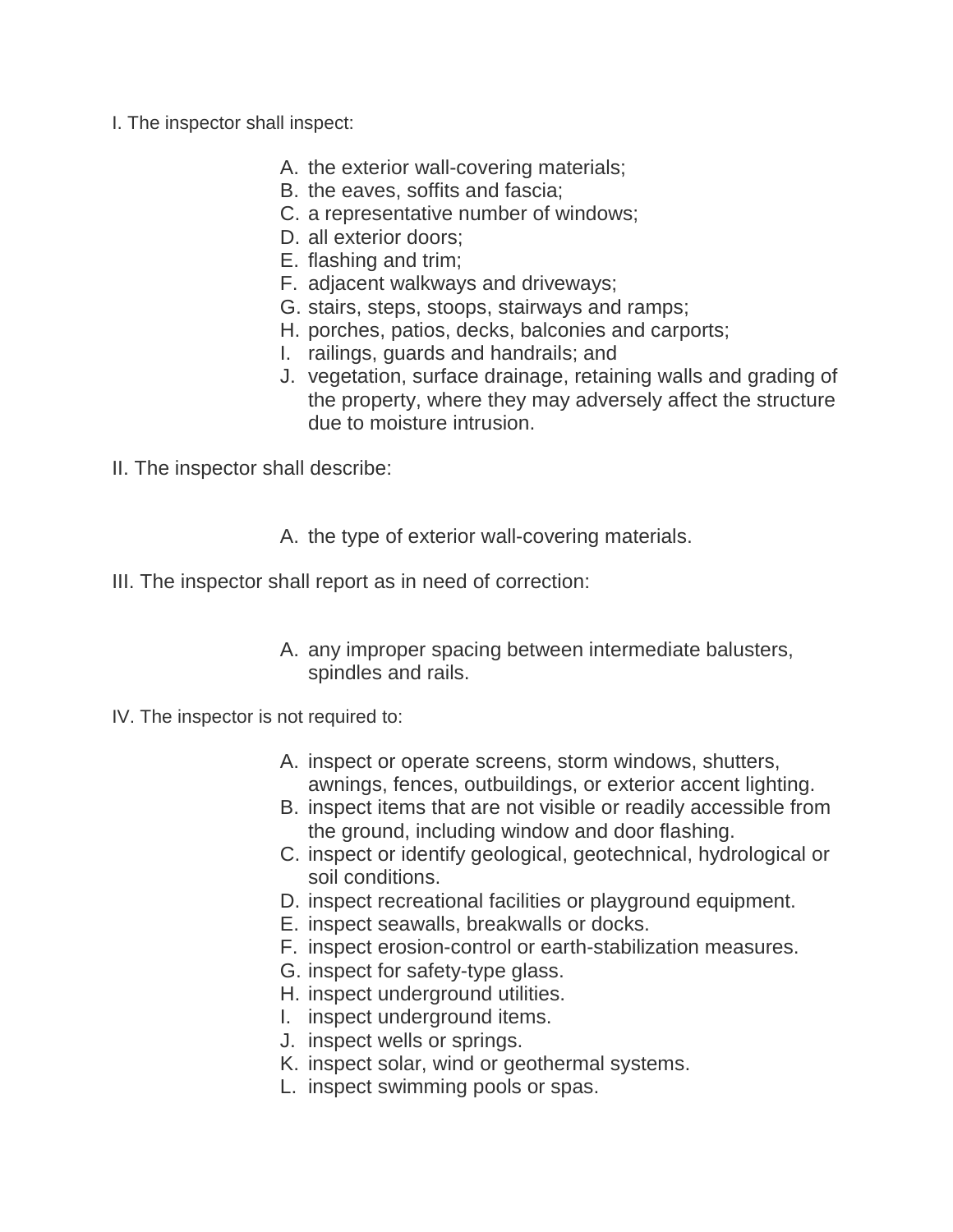I. The inspector shall inspect:

A. the exterior wall-covering materials;
B. the eaves, soffits and fascia;
C. a representative number of windows;
D. all exterior doors;
E. flashing and trim;
F. adjacent walkways and driveways;
G. stairs, steps, stoops, stairways and ramps;
H. porches, patios, decks, balconies and carports;
I. railings, guards and handrails; and
J. vegetation, surface drainage, retaining walls and grading of the property, where they may adversely affect the structure due to moisture intrusion.

II. The inspector shall describe:

A. the type of exterior wall-covering materials.

III. The inspector shall report as in need of correction:

A. any improper spacing between intermediate balusters, spindles and rails.

IV. The inspector is not required to:

A. inspect or operate screens, storm windows, shutters, awnings, fences, outbuildings, or exterior accent lighting.
B. inspect items that are not visible or readily accessible from the ground, including window and door flashing.
C. inspect or identify geological, geotechnical, hydrological or soil conditions.
D. inspect recreational facilities or playground equipment.
E. inspect seawalls, breakwalls or docks.
F. inspect erosion-control or earth-stabilization measures.
G. inspect for safety-type glass.
H. inspect underground utilities.
I. inspect underground items.
J. inspect wells or springs.
K. inspect solar, wind or geothermal systems.
L. inspect swimming pools or spas.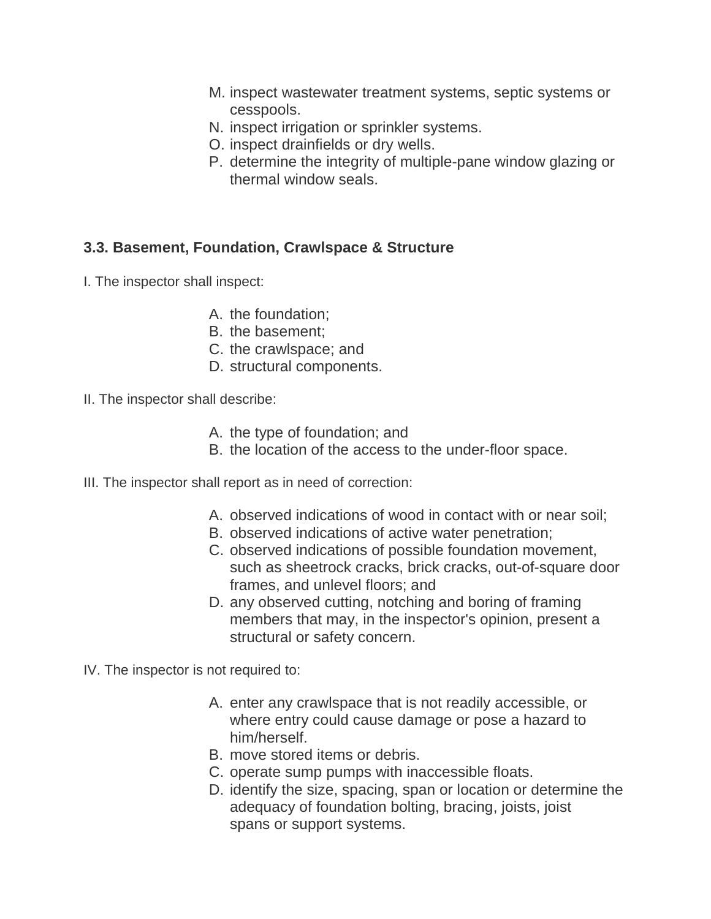M. inspect wastewater treatment systems, septic systems or cesspools.
N. inspect irrigation or sprinkler systems.
O. inspect drainfields or dry wells.
P. determine the integrity of multiple-pane window glazing or thermal window seals.

### 3.3. Basement, Foundation, Crawlspace & Structure

I. The inspector shall inspect:

A. the foundation;
B. the basement;
C. the crawlspace; and
D. structural components.

II. The inspector shall describe:

A. the type of foundation; and
B. the location of the access to the under-floor space.

III. The inspector shall report as in need of correction:

A. observed indications of wood in contact with or near soil;
B. observed indications of active water penetration;
C. observed indications of possible foundation movement, such as sheetrock cracks, brick cracks, out-of-square door frames, and unlevel floors; and
D. any observed cutting, notching and boring of framing members that may, in the inspector's opinion, present a structural or safety concern.

IV. The inspector is not required to:

A. enter any crawlspace that is not readily accessible, or where entry could cause damage or pose a hazard to him/herself.
B. move stored items or debris.
C. operate sump pumps with inaccessible floats.
D. identify the size, spacing, span or location or determine the adequacy of foundation bolting, bracing, joists, joist spans or support systems.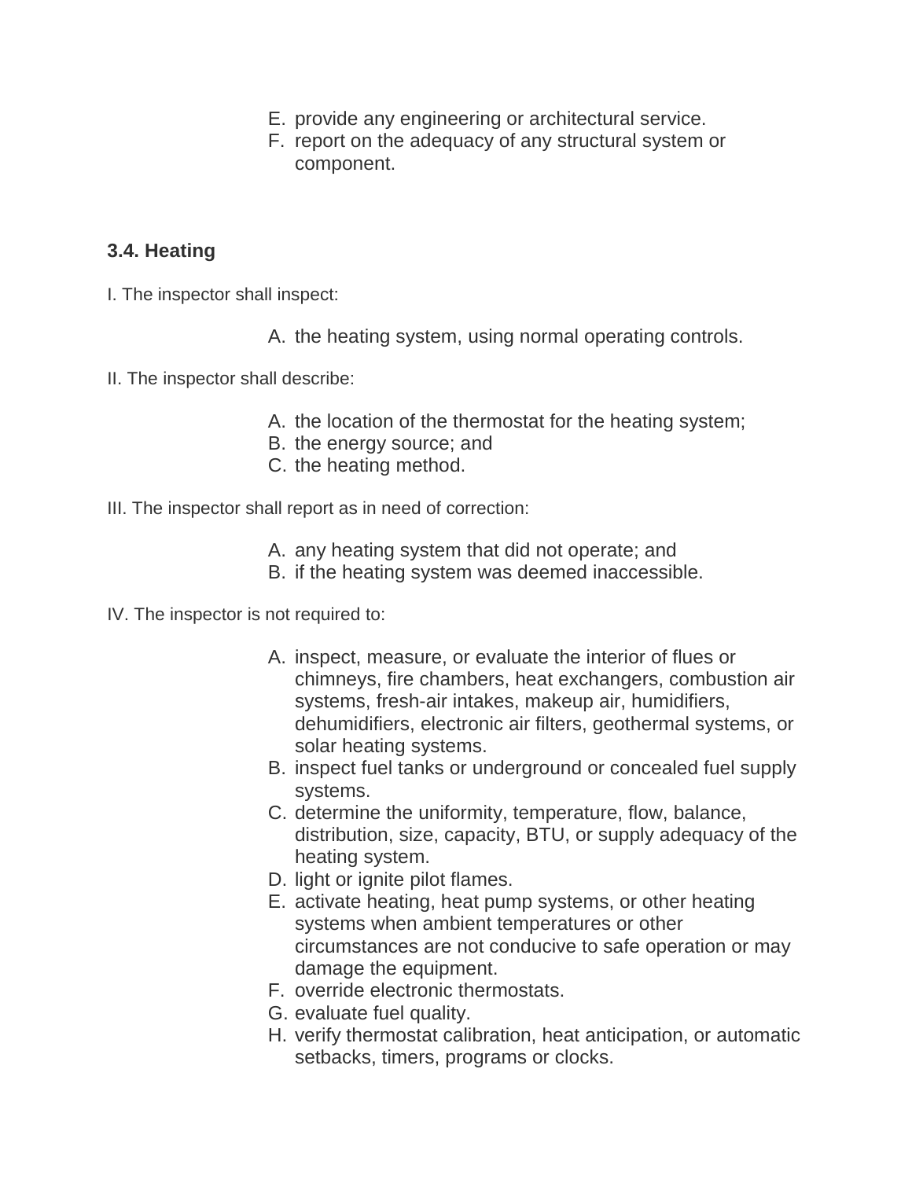E. provide any engineering or architectural service.
F. report on the adequacy of any structural system or component.

### 3.4. Heating

I. The inspector shall inspect:

A. the heating system, using normal operating controls.

II. The inspector shall describe:

A. the location of the thermostat for the heating system;
B. the energy source; and
C. the heating method.

III. The inspector shall report as in need of correction:

A. any heating system that did not operate; and
B. if the heating system was deemed inaccessible.

IV. The inspector is not required to:

A. inspect, measure, or evaluate the interior of flues or chimneys, fire chambers, heat exchangers, combustion air systems, fresh-air intakes, makeup air, humidifiers, dehumidifiers, electronic air filters, geothermal systems, or solar heating systems.
B. inspect fuel tanks or underground or concealed fuel supply systems.
C. determine the uniformity, temperature, flow, balance, distribution, size, capacity, BTU, or supply adequacy of the heating system.
D. light or ignite pilot flames.
E. activate heating, heat pump systems, or other heating systems when ambient temperatures or other circumstances are not conducive to safe operation or may damage the equipment.
F. override electronic thermostats.
G. evaluate fuel quality.
H. verify thermostat calibration, heat anticipation, or automatic setbacks, timers, programs or clocks.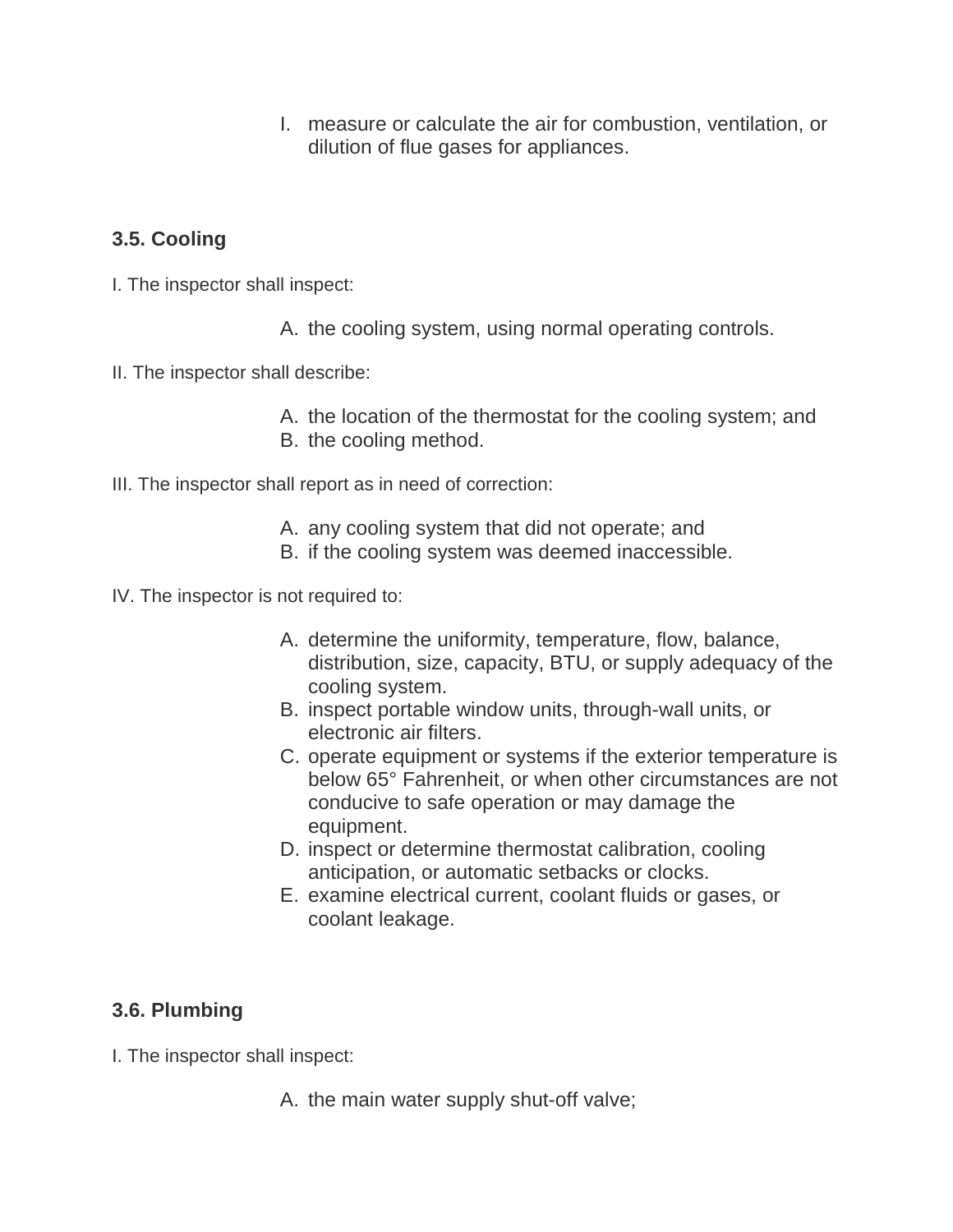I. measure or calculate the air for combustion, ventilation, or dilution of flue gases for appliances.

### 3.5. Cooling

I. The inspector shall inspect:

A. the cooling system, using normal operating controls.

II. The inspector shall describe:

A. the location of the thermostat for the cooling system; and
B. the cooling method.

III. The inspector shall report as in need of correction:

A. any cooling system that did not operate; and
B. if the cooling system was deemed inaccessible.

IV. The inspector is not required to:

A. determine the uniformity, temperature, flow, balance, distribution, size, capacity, BTU, or supply adequacy of the cooling system.
B. inspect portable window units, through-wall units, or electronic air filters.
C. operate equipment or systems if the exterior temperature is below 65° Fahrenheit, or when other circumstances are not conducive to safe operation or may damage the equipment.
D. inspect or determine thermostat calibration, cooling anticipation, or automatic setbacks or clocks.
E. examine electrical current, coolant fluids or gases, or coolant leakage.

### 3.6. Plumbing

I. The inspector shall inspect:

A. the main water supply shut-off valve;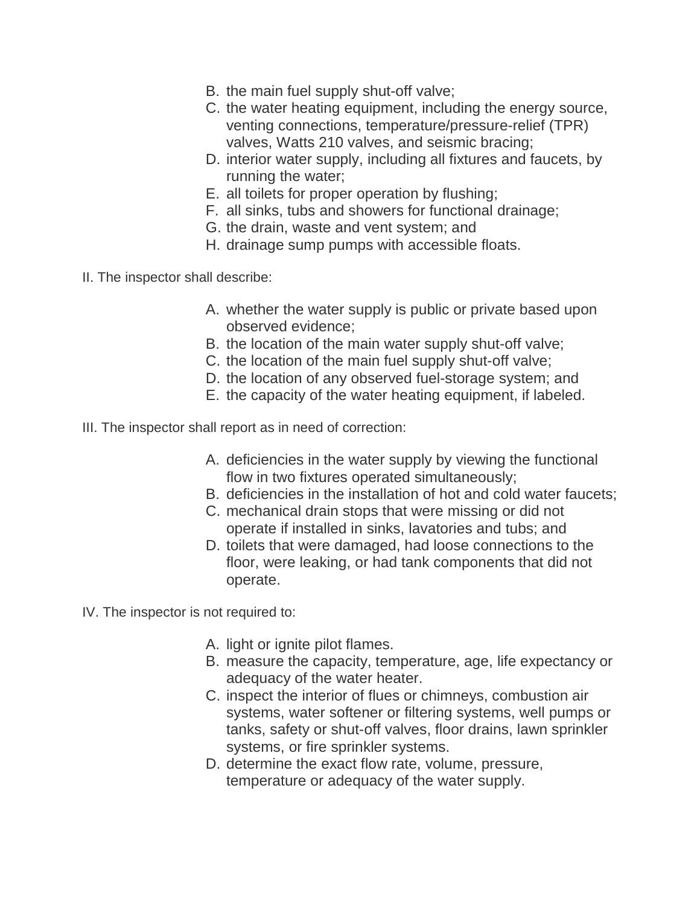B. the main fuel supply shut-off valve;
C. the water heating equipment, including the energy source, venting connections, temperature/pressure-relief (TPR) valves, Watts 210 valves, and seismic bracing;
D. interior water supply, including all fixtures and faucets, by running the water;
E. all toilets for proper operation by flushing;
F. all sinks, tubs and showers for functional drainage;
G. the drain, waste and vent system; and
H. drainage sump pumps with accessible floats.

II. The inspector shall describe:

A. whether the water supply is public or private based upon observed evidence;
B. the location of the main water supply shut-off valve;
C. the location of the main fuel supply shut-off valve;
D. the location of any observed fuel-storage system; and
E. the capacity of the water heating equipment, if labeled.

III. The inspector shall report as in need of correction:

A. deficiencies in the water supply by viewing the functional flow in two fixtures operated simultaneously;
B. deficiencies in the installation of hot and cold water faucets;
C. mechanical drain stops that were missing or did not operate if installed in sinks, lavatories and tubs; and
D. toilets that were damaged, had loose connections to the floor, were leaking, or had tank components that did not operate.

IV. The inspector is not required to:

A. light or ignite pilot flames.
B. measure the capacity, temperature, age, life expectancy or adequacy of the water heater.
C. inspect the interior of flues or chimneys, combustion air systems, water softener or filtering systems, well pumps or tanks, safety or shut-off valves, floor drains, lawn sprinkler systems, or fire sprinkler systems.
D. determine the exact flow rate, volume, pressure, temperature or adequacy of the water supply.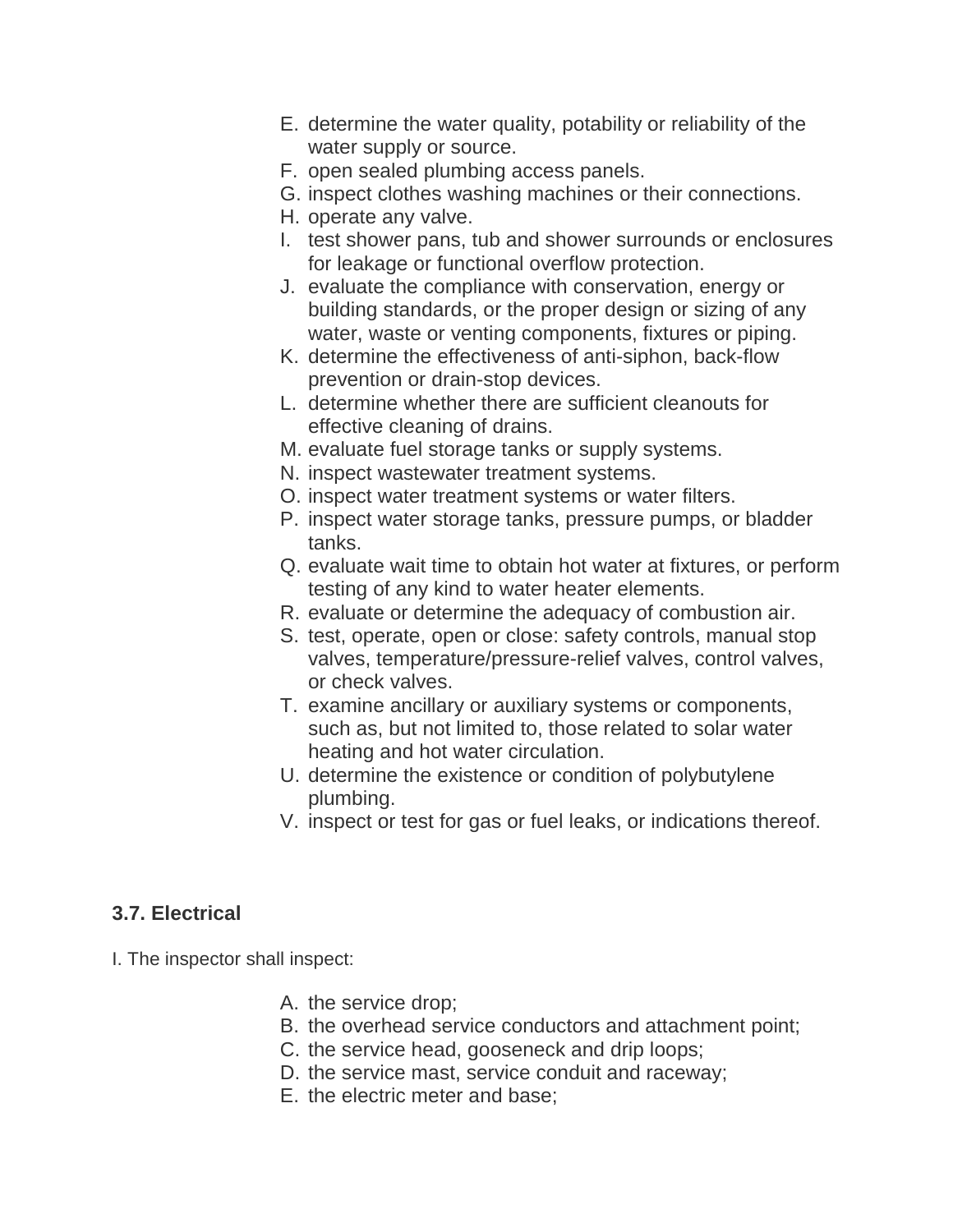E. determine the water quality, potability or reliability of the water supply or source.
F. open sealed plumbing access panels.
G. inspect clothes washing machines or their connections.
H. operate any valve.
I. test shower pans, tub and shower surrounds or enclosures for leakage or functional overflow protection.
J. evaluate the compliance with conservation, energy or building standards, or the proper design or sizing of any water, waste or venting components, fixtures or piping.
K. determine the effectiveness of anti-siphon, back-flow prevention or drain-stop devices.
L. determine whether there are sufficient cleanouts for effective cleaning of drains.
M. evaluate fuel storage tanks or supply systems.
N. inspect wastewater treatment systems.
O. inspect water treatment systems or water filters.
P. inspect water storage tanks, pressure pumps, or bladder tanks.
Q. evaluate wait time to obtain hot water at fixtures, or perform testing of any kind to water heater elements.
R. evaluate or determine the adequacy of combustion air.
S. test, operate, open or close: safety controls, manual stop valves, temperature/pressure-relief valves, control valves, or check valves.
T. examine ancillary or auxiliary systems or components, such as, but not limited to, those related to solar water heating and hot water circulation.
U. determine the existence or condition of polybutylene plumbing.
V. inspect or test for gas or fuel leaks, or indications thereof.

### 3.7. Electrical

I. The inspector shall inspect:

A. the service drop;
B. the overhead service conductors and attachment point;
C. the service head, gooseneck and drip loops;
D. the service mast, service conduit and raceway;
E. the electric meter and base;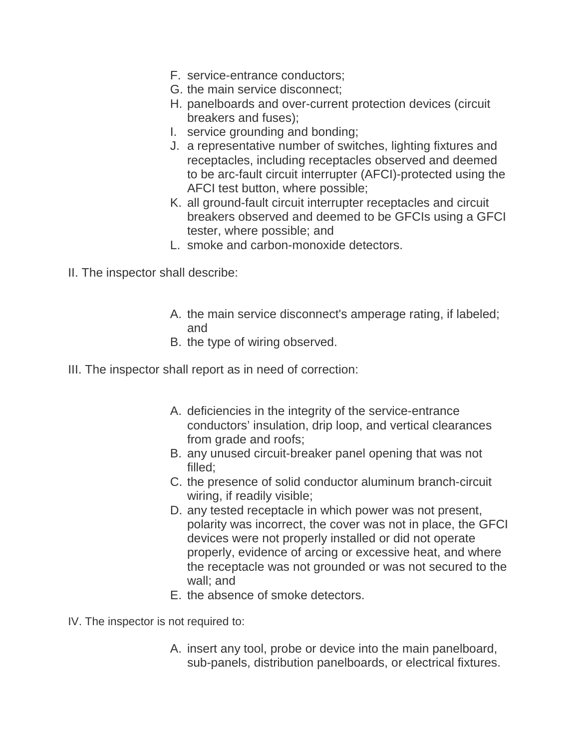F. service-entrance conductors;
G. the main service disconnect;
H. panelboards and over-current protection devices (circuit breakers and fuses);
I. service grounding and bonding;
J. a representative number of switches, lighting fixtures and receptacles, including receptacles observed and deemed to be arc-fault circuit interrupter (AFCI)-protected using the AFCI test button, where possible;
K. all ground-fault circuit interrupter receptacles and circuit breakers observed and deemed to be GFCIs using a GFCI tester, where possible; and
L. smoke and carbon-monoxide detectors.

II. The inspector shall describe:

A. the main service disconnect's amperage rating, if labeled; and
B. the type of wiring observed.

III. The inspector shall report as in need of correction:

A. deficiencies in the integrity of the service-entrance conductors' insulation, drip loop, and vertical clearances from grade and roofs;
B. any unused circuit-breaker panel opening that was not filled;
C. the presence of solid conductor aluminum branch-circuit wiring, if readily visible;
D. any tested receptacle in which power was not present, polarity was incorrect, the cover was not in place, the GFCI devices were not properly installed or did not operate properly, evidence of arcing or excessive heat, and where the receptacle was not grounded or was not secured to the wall; and
E. the absence of smoke detectors.

IV. The inspector is not required to:

A. insert any tool, probe or device into the main panelboard, sub-panels, distribution panelboards, or electrical fixtures.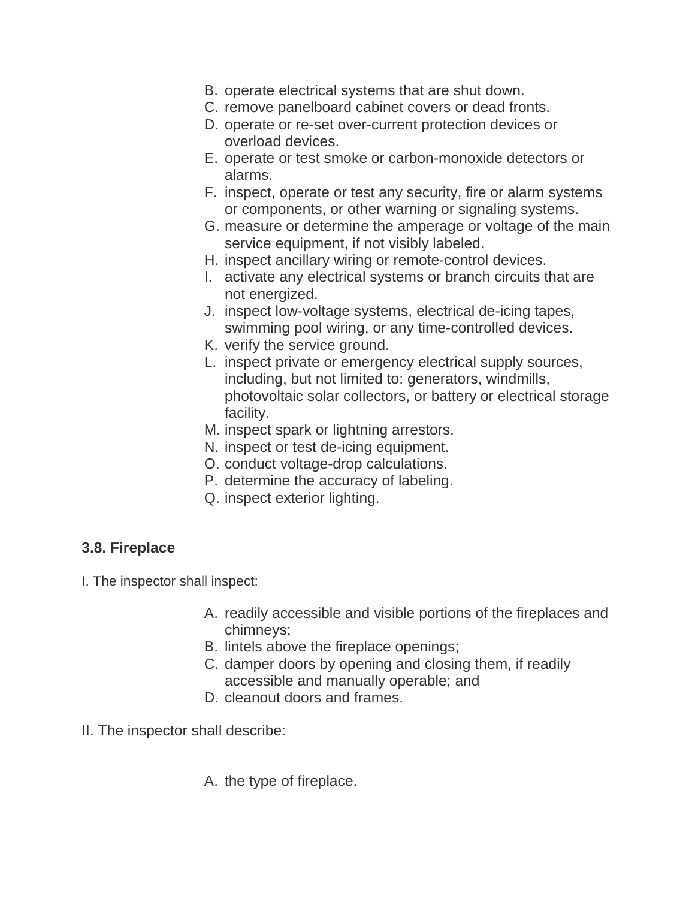B. operate electrical systems that are shut down.
C. remove panelboard cabinet covers or dead fronts.
D. operate or re-set over-current protection devices or overload devices.
E. operate or test smoke or carbon-monoxide detectors or alarms.
F. inspect, operate or test any security, fire or alarm systems or components, or other warning or signaling systems.
G. measure or determine the amperage or voltage of the main service equipment, if not visibly labeled.
H. inspect ancillary wiring or remote-control devices.
I. activate any electrical systems or branch circuits that are not energized.
J. inspect low-voltage systems, electrical de-icing tapes, swimming pool wiring, or any time-controlled devices.
K. verify the service ground.
L. inspect private or emergency electrical supply sources, including, but not limited to: generators, windmills, photovoltaic solar collectors, or battery or electrical storage facility.
M. inspect spark or lightning arrestors.
N. inspect or test de-icing equipment.
O. conduct voltage-drop calculations.
P. determine the accuracy of labeling.
Q. inspect exterior lighting.

**3.8. Fireplace**

I. The inspector shall inspect:

A. readily accessible and visible portions of the fireplaces and chimneys;
B. lintels above the fireplace openings;
C. damper doors by opening and closing them, if readily accessible and manually operable; and
D. cleanout doors and frames.

II. The inspector shall describe:

A. the type of fireplace.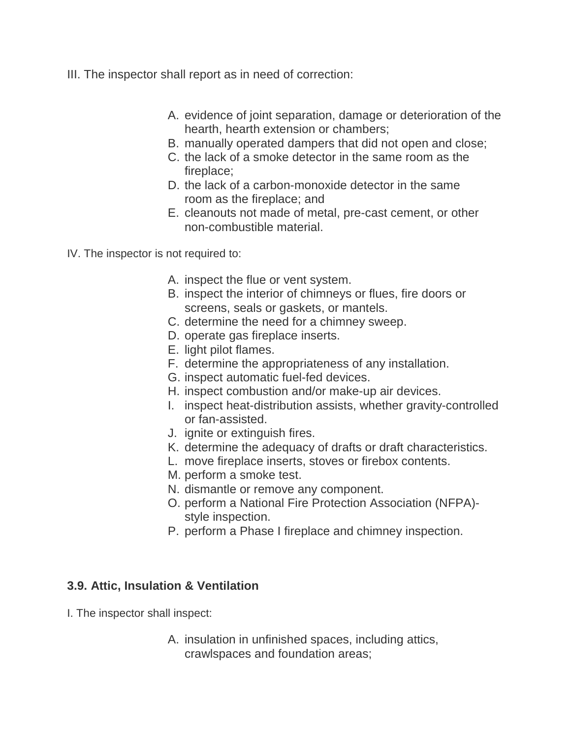III. The inspector shall report as in need of correction:

A. evidence of joint separation, damage or deterioration of the hearth, hearth extension or chambers;
B. manually operated dampers that did not open and close;
C. the lack of a smoke detector in the same room as the fireplace;
D. the lack of a carbon-monoxide detector in the same room as the fireplace; and
E. cleanouts not made of metal, pre-cast cement, or other non-combustible material.

IV. The inspector is not required to:

A. inspect the flue or vent system.
B. inspect the interior of chimneys or flues, fire doors or screens, seals or gaskets, or mantels.
C. determine the need for a chimney sweep.
D. operate gas fireplace inserts.
E. light pilot flames.
F. determine the appropriateness of any installation.
G. inspect automatic fuel-fed devices.
H. inspect combustion and/or make-up air devices.
I. inspect heat-distribution assists, whether gravity-controlled or fan-assisted.
J. ignite or extinguish fires.
K. determine the adequacy of drafts or draft characteristics.
L. move fireplace inserts, stoves or firebox contents.
M. perform a smoke test.
N. dismantle or remove any component.
O. perform a National Fire Protection Association (NFPA)-style inspection.
P. perform a Phase I fireplace and chimney inspection.

### 3.9. Attic, Insulation & Ventilation

I. The inspector shall inspect:

A. insulation in unfinished spaces, including attics, crawlspaces and foundation areas;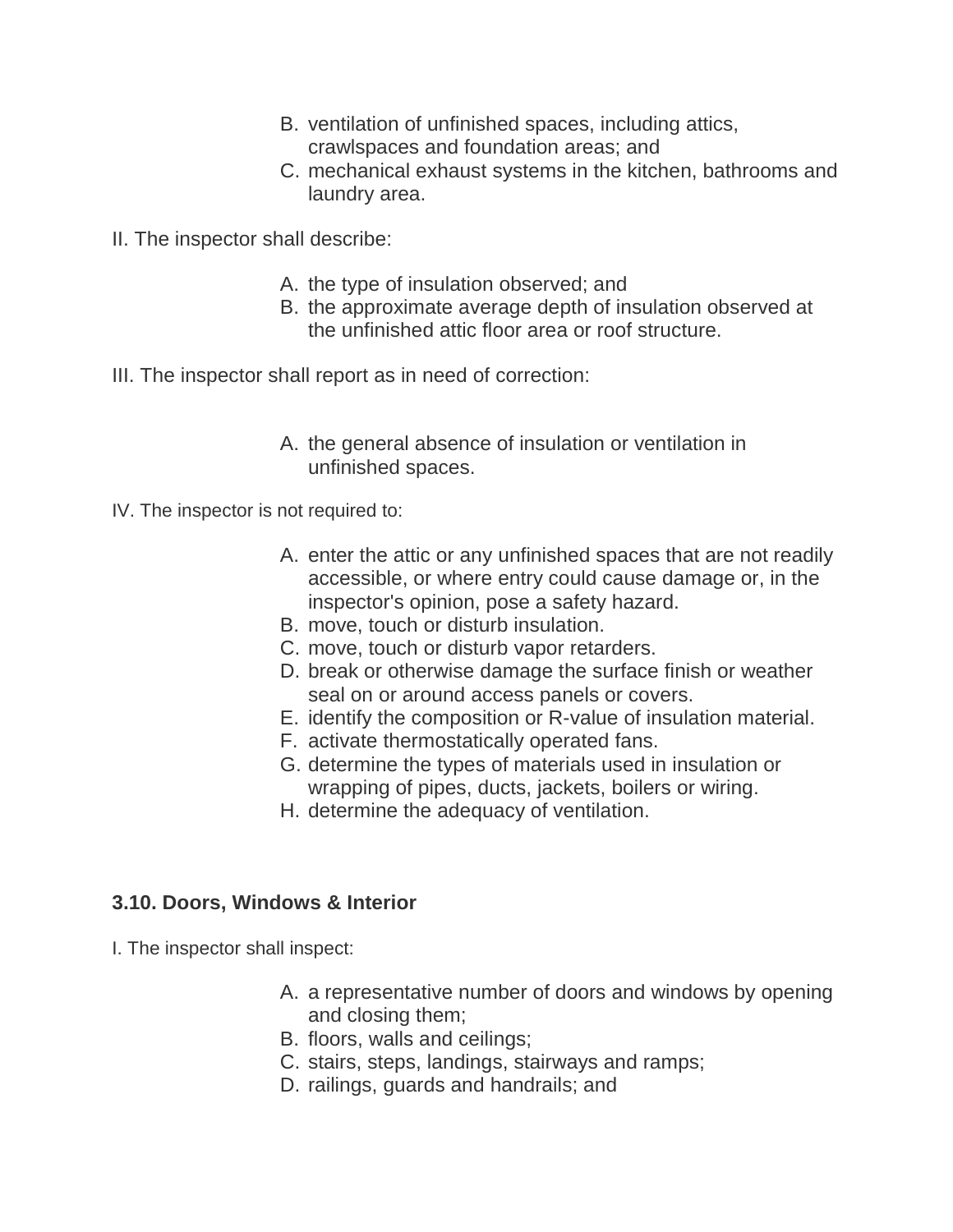B. ventilation of unfinished spaces, including attics, crawlspaces and foundation areas; and
C. mechanical exhaust systems in the kitchen, bathrooms and laundry area.

II. The inspector shall describe:

A. the type of insulation observed; and
B. the approximate average depth of insulation observed at the unfinished attic floor area or roof structure.

III. The inspector shall report as in need of correction:

A. the general absence of insulation or ventilation in unfinished spaces.

IV. The inspector is not required to:

A. enter the attic or any unfinished spaces that are not readily accessible, or where entry could cause damage or, in the inspector's opinion, pose a safety hazard.
B. move, touch or disturb insulation.
C. move, touch or disturb vapor retarders.
D. break or otherwise damage the surface finish or weather seal on or around access panels or covers.
E. identify the composition or R-value of insulation material.
F. activate thermostatically operated fans.
G. determine the types of materials used in insulation or wrapping of pipes, ducts, jackets, boilers or wiring.
H. determine the adequacy of ventilation.

**3.10. Doors, Windows & Interior**

I. The inspector shall inspect:

A. a representative number of doors and windows by opening and closing them;
B. floors, walls and ceilings;
C. stairs, steps, landings, stairways and ramps;
D. railings, guards and handrails; and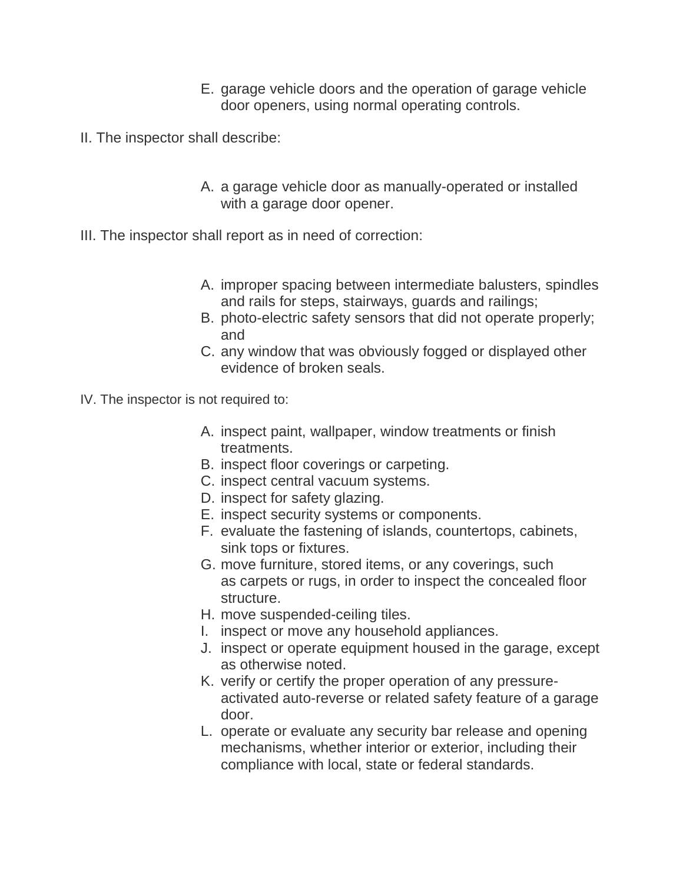E. garage vehicle doors and the operation of garage vehicle door openers, using normal operating controls.

II. The inspector shall describe:

A. a garage vehicle door as manually-operated or installed with a garage door opener.

III. The inspector shall report as in need of correction:

A. improper spacing between intermediate balusters, spindles and rails for steps, stairways, guards and railings;
B. photo-electric safety sensors that did not operate properly; and
C. any window that was obviously fogged or displayed other evidence of broken seals.

IV. The inspector is not required to:

A. inspect paint, wallpaper, window treatments or finish treatments.
B. inspect floor coverings or carpeting.
C. inspect central vacuum systems.
D. inspect for safety glazing.
E. inspect security systems or components.
F. evaluate the fastening of islands, countertops, cabinets, sink tops or fixtures.
G. move furniture, stored items, or any coverings, such as carpets or rugs, in order to inspect the concealed floor structure.
H. move suspended-ceiling tiles.
I. inspect or move any household appliances.
J. inspect or operate equipment housed in the garage, except as otherwise noted.
K. verify or certify the proper operation of any pressure-activated auto-reverse or related safety feature of a garage door.
L. operate or evaluate any security bar release and opening mechanisms, whether interior or exterior, including their compliance with local, state or federal standards.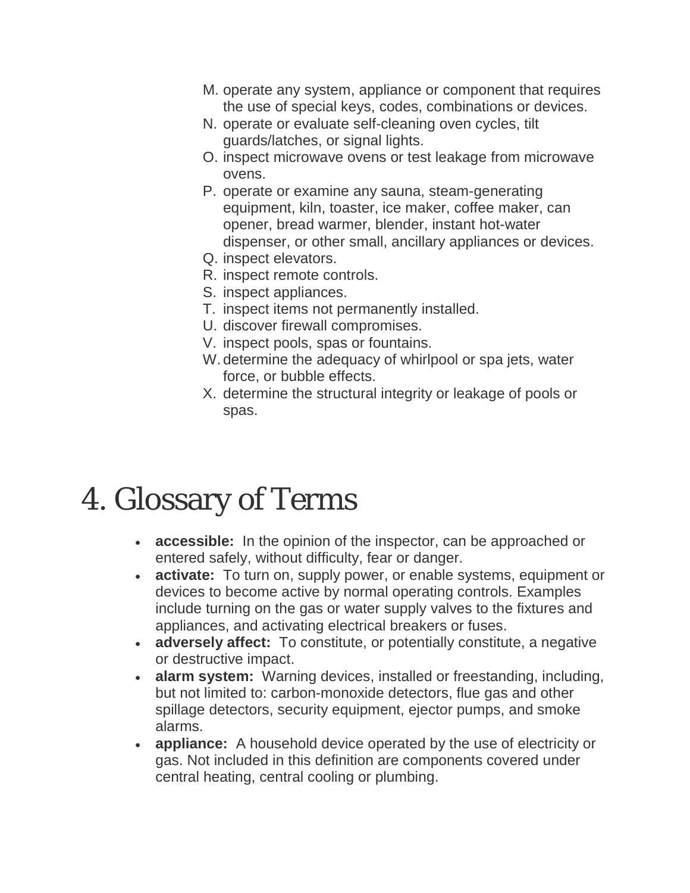M. operate any system, appliance or component that requires the use of special keys, codes, combinations or devices.
N. operate or evaluate self-cleaning oven cycles, tilt guards/latches, or signal lights.
O. inspect microwave ovens or test leakage from microwave ovens.
P. operate or examine any sauna, steam-generating equipment, kiln, toaster, ice maker, coffee maker, can opener, bread warmer, blender, instant hot-water dispenser, or other small, ancillary appliances or devices.
Q. inspect elevators.
R. inspect remote controls.
S. inspect appliances.
T. inspect items not permanently installed.
U. discover firewall compromises.
V. inspect pools, spas or fountains.
W. determine the adequacy of whirlpool or spa jets, water force, or bubble effects.
X. determine the structural integrity or leakage of pools or spas.

# 4. Glossary of Terms

- **accessible:** In the opinion of the inspector, can be approached or entered safely, without difficulty, fear or danger.
- **activate:** To turn on, supply power, or enable systems, equipment or devices to become active by normal operating controls. Examples include turning on the gas or water supply valves to the fixtures and appliances, and activating electrical breakers or fuses.
- **adversely affect:** To constitute, or potentially constitute, a negative or destructive impact.
- **alarm system:** Warning devices, installed or freestanding, including, but not limited to: carbon-monoxide detectors, flue gas and other spillage detectors, security equipment, ejector pumps, and smoke alarms.
- **appliance:** A household device operated by the use of electricity or gas. Not included in this definition are components covered under central heating, central cooling or plumbing.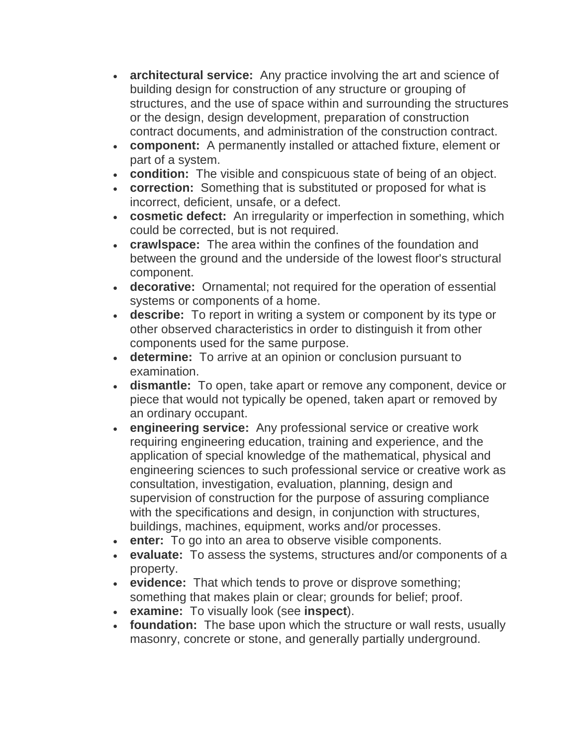- **architectural service:** Any practice involving the art and science of building design for construction of any structure or grouping of structures, and the use of space within and surrounding the structures or the design, design development, preparation of construction contract documents, and administration of the construction contract.
- **component:** A permanently installed or attached fixture, element or part of a system.
- **condition:** The visible and conspicuous state of being of an object.
- **correction:** Something that is substituted or proposed for what is incorrect, deficient, unsafe, or a defect.
- **cosmetic defect:** An irregularity or imperfection in something, which could be corrected, but is not required.
- **crawlspace:** The area within the confines of the foundation and between the ground and the underside of the lowest floor's structural component.
- **decorative:** Ornamental; not required for the operation of essential systems or components of a home.
- **describe:** To report in writing a system or component by its type or other observed characteristics in order to distinguish it from other components used for the same purpose.
- **determine:** To arrive at an opinion or conclusion pursuant to examination.
- **dismantle:** To open, take apart or remove any component, device or piece that would not typically be opened, taken apart or removed by an ordinary occupant.
- **engineering service:** Any professional service or creative work requiring engineering education, training and experience, and the application of special knowledge of the mathematical, physical and engineering sciences to such professional service or creative work as consultation, investigation, evaluation, planning, design and supervision of construction for the purpose of assuring compliance with the specifications and design, in conjunction with structures, buildings, machines, equipment, works and/or processes.
- **enter:** To go into an area to observe visible components.
- **evaluate:** To assess the systems, structures and/or components of a property.
- **evidence:** That which tends to prove or disprove something; something that makes plain or clear; grounds for belief; proof.
- **examine:** To visually look (see **inspect**).
- **foundation:** The base upon which the structure or wall rests, usually masonry, concrete or stone, and generally partially underground.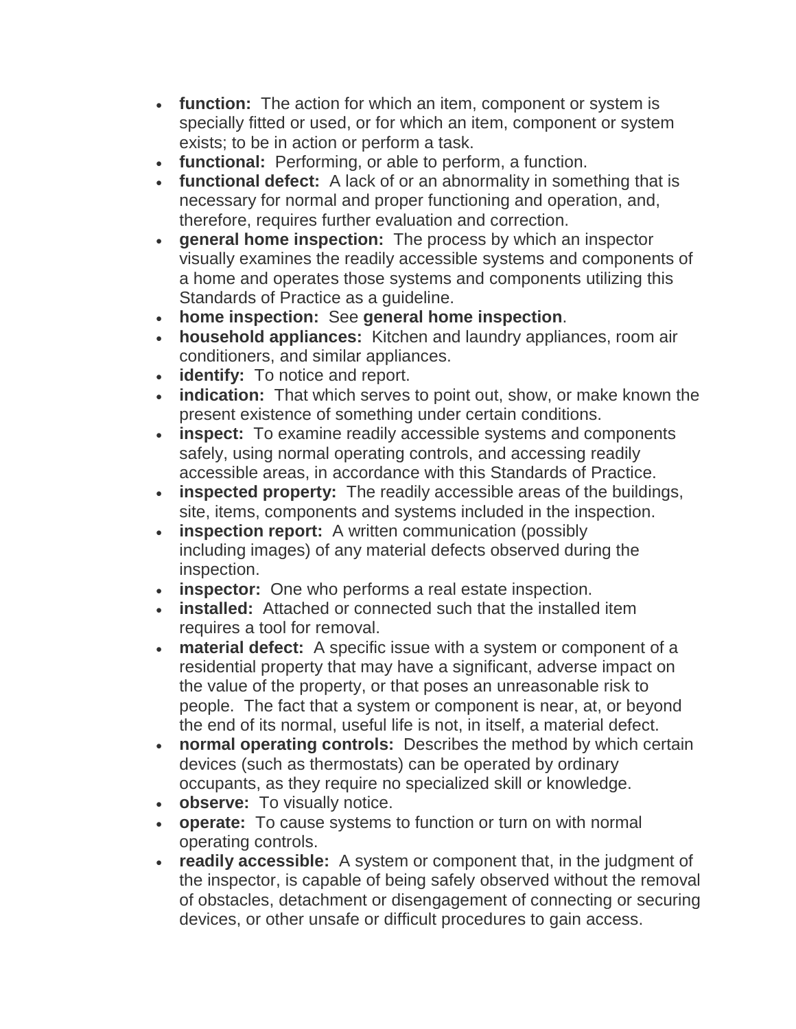- **function:** The action for which an item, component or system is specially fitted or used, or for which an item, component or system exists; to be in action or perform a task.
- **functional:** Performing, or able to perform, a function.
- **functional defect:** A lack of or an abnormality in something that is necessary for normal and proper functioning and operation, and, therefore, requires further evaluation and correction.
- **general home inspection:** The process by which an inspector visually examines the readily accessible systems and components of a home and operates those systems and components utilizing this Standards of Practice as a guideline.
- **home inspection:** See **general home inspection**.
- **household appliances:** Kitchen and laundry appliances, room air conditioners, and similar appliances.
- **identify:** To notice and report.
- **indication:** That which serves to point out, show, or make known the present existence of something under certain conditions.
- **inspect:** To examine readily accessible systems and components safely, using normal operating controls, and accessing readily accessible areas, in accordance with this Standards of Practice.
- **inspected property:** The readily accessible areas of the buildings, site, items, components and systems included in the inspection.
- **inspection report:** A written communication (possibly including images) of any material defects observed during the inspection.
- **inspector:** One who performs a real estate inspection.
- **installed:** Attached or connected such that the installed item requires a tool for removal.
- **material defect:** A specific issue with a system or component of a residential property that may have a significant, adverse impact on the value of the property, or that poses an unreasonable risk to people. The fact that a system or component is near, at, or beyond the end of its normal, useful life is not, in itself, a material defect.
- **normal operating controls:** Describes the method by which certain devices (such as thermostats) can be operated by ordinary occupants, as they require no specialized skill or knowledge.
- **observe:** To visually notice.
- **operate:** To cause systems to function or turn on with normal operating controls.
- **readily accessible:** A system or component that, in the judgment of the inspector, is capable of being safely observed without the removal of obstacles, detachment or disengagement of connecting or securing devices, or other unsafe or difficult procedures to gain access.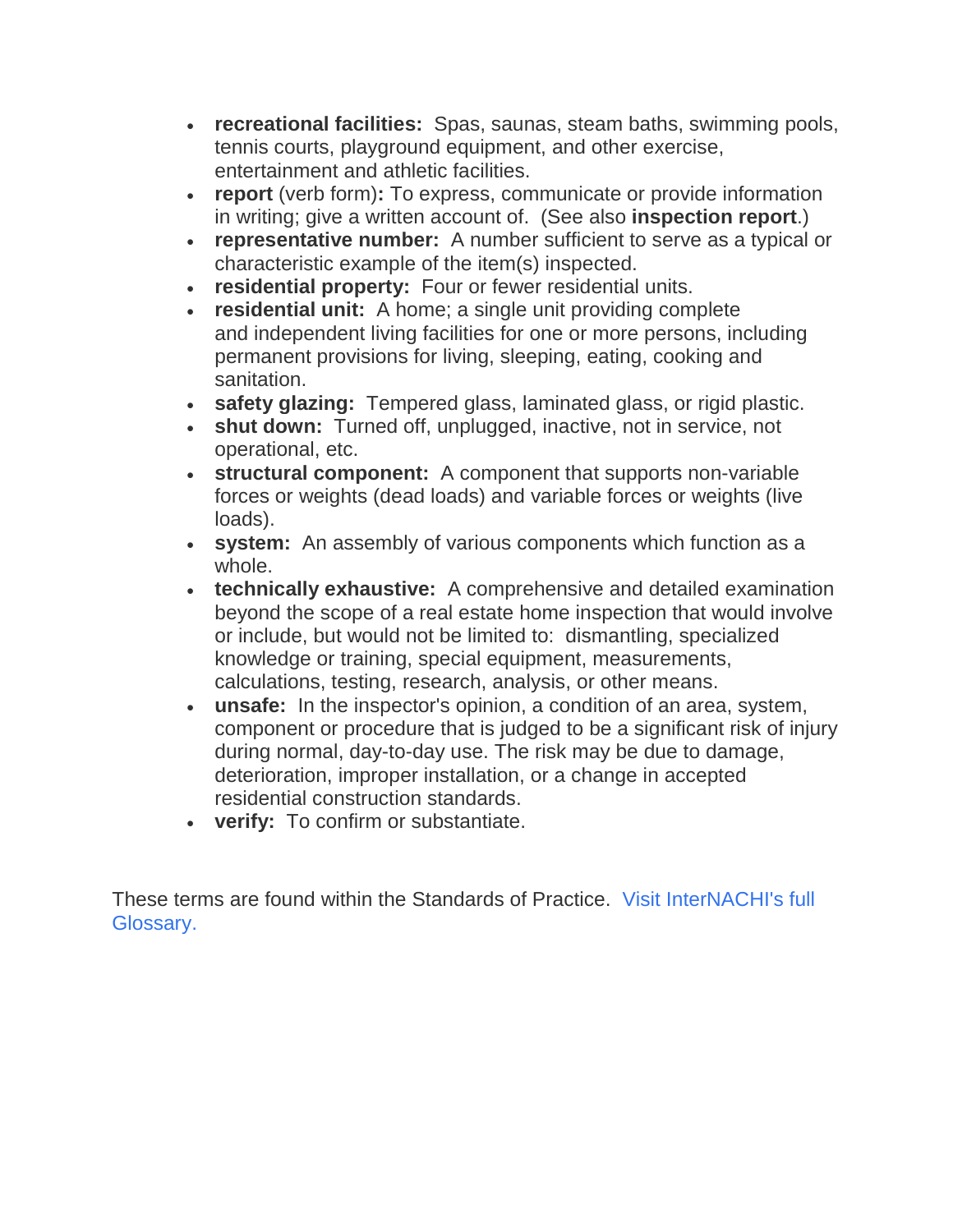- **recreational facilities:** Spas, saunas, steam baths, swimming pools, tennis courts, playground equipment, and other exercise, entertainment and athletic facilities.
- **report** (verb form)**:** To express, communicate or provide information in writing; give a written account of. (See also **inspection report**.)
- **representative number:** A number sufficient to serve as a typical or characteristic example of the item(s) inspected.
- **residential property:** Four or fewer residential units.
- **residential unit:** A home; a single unit providing complete and independent living facilities for one or more persons, including permanent provisions for living, sleeping, eating, cooking and sanitation.
- **safety glazing:** Tempered glass, laminated glass, or rigid plastic.
- **shut down:** Turned off, unplugged, inactive, not in service, not operational, etc.
- **structural component:** A component that supports non-variable forces or weights (dead loads) and variable forces or weights (live loads).
- **system:** An assembly of various components which function as a whole.
- **technically exhaustive:** A comprehensive and detailed examination beyond the scope of a real estate home inspection that would involve or include, but would not be limited to: dismantling, specialized knowledge or training, special equipment, measurements, calculations, testing, research, analysis, or other means.
- **unsafe:** In the inspector's opinion, a condition of an area, system, component or procedure that is judged to be a significant risk of injury during normal, day-to-day use. The risk may be due to damage, deterioration, improper installation, or a change in accepted residential construction standards.
- **verify:** To confirm or substantiate.

These terms are found within the Standards of Practice. Visit InterNACHI's full Glossary.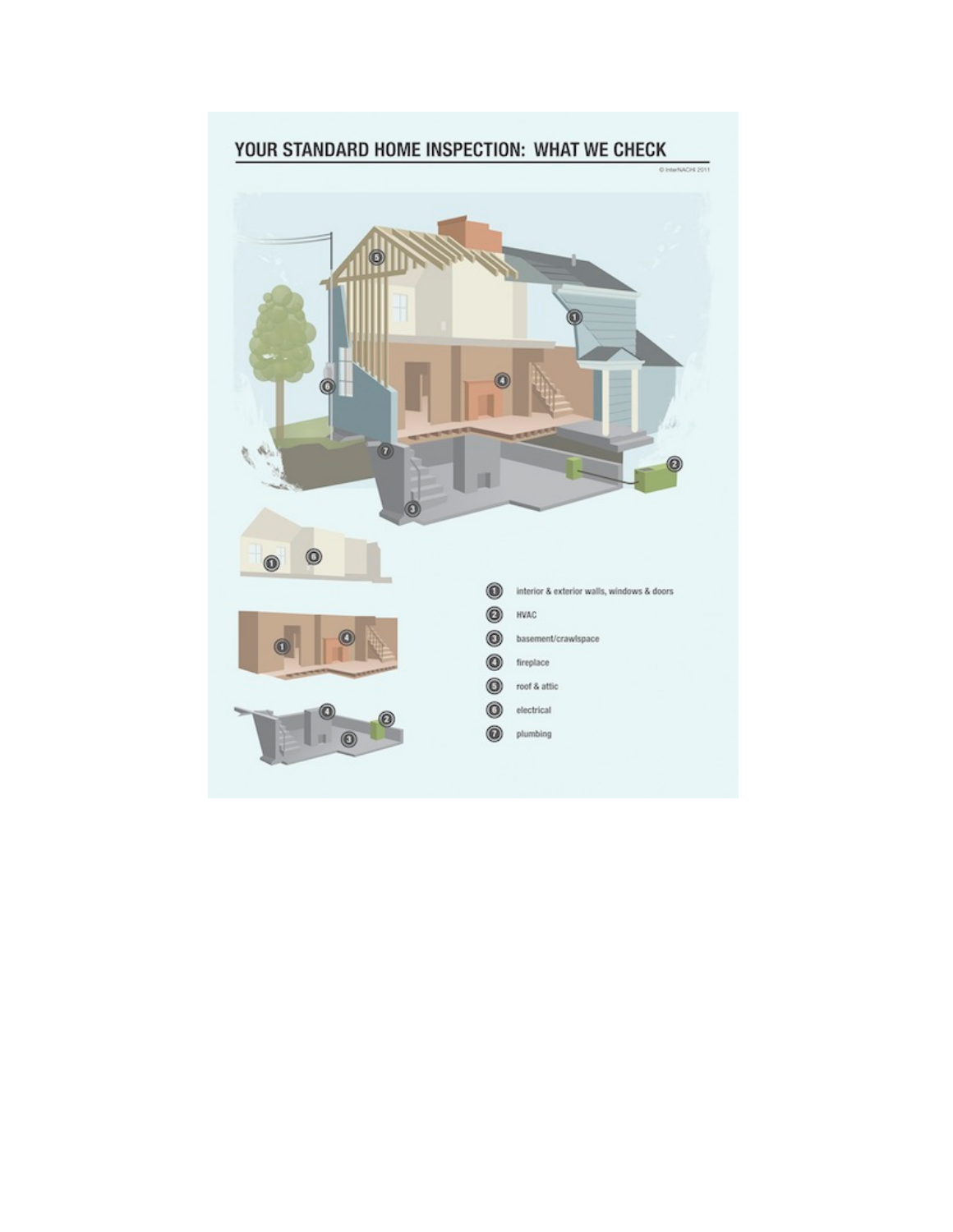## YOUR STANDARD HOME INSPECTION: WHAT WE CHECK

© InterNACHI 2011

1. interior & exterior walls, windows & doors
2. HVAC
3. basement/crawlspace
4. fireplace
5. roof & attic
6. electrical
7. plumbing